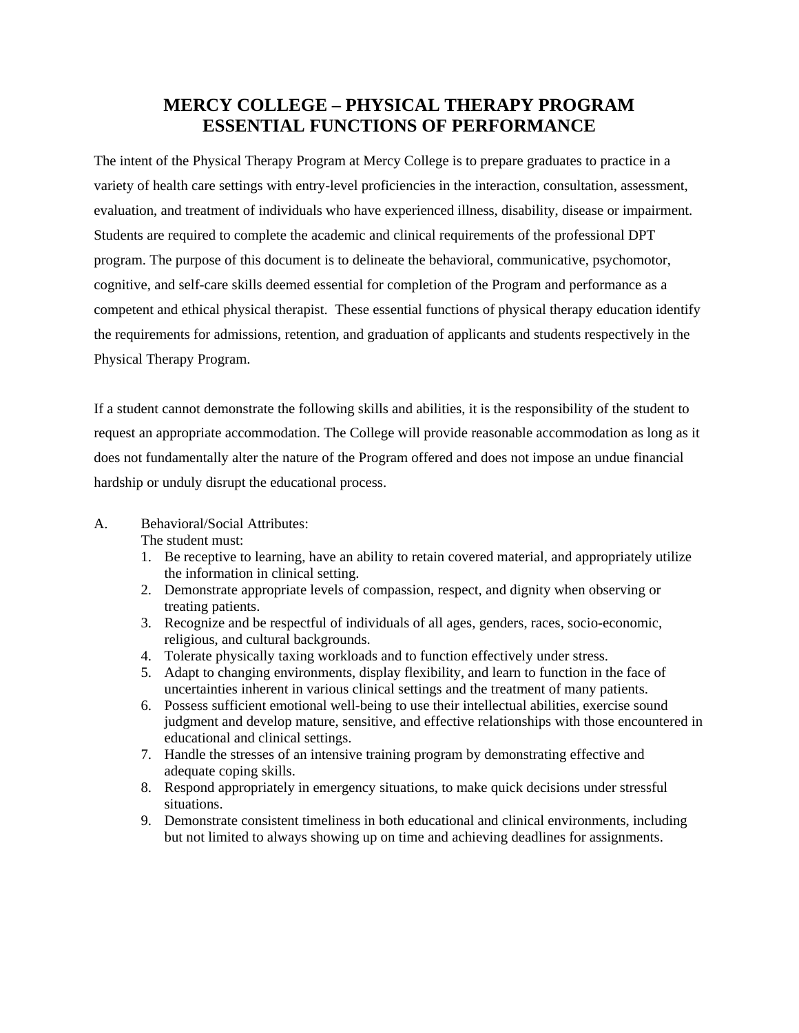# MERCY COLLEGE – PHYSICAL THERAPY PROGRAM
# ESSENTIAL FUNCTIONS OF PERFORMANCE

The intent of the Physical Therapy Program at Mercy College is to prepare graduates to practice in a variety of health care settings with entry-level proficiencies in the interaction, consultation, assessment, evaluation, and treatment of individuals who have experienced illness, disability, disease or impairment. Students are required to complete the academic and clinical requirements of the professional DPT program. The purpose of this document is to delineate the behavioral, communicative, psychomotor, cognitive, and self-care skills deemed essential for completion of the Program and performance as a competent and ethical physical therapist. These essential functions of physical therapy education identify the requirements for admissions, retention, and graduation of applicants and students respectively in the Physical Therapy Program.

If a student cannot demonstrate the following skills and abilities, it is the responsibility of the student to request an appropriate accommodation. The College will provide reasonable accommodation as long as it does not fundamentally alter the nature of the Program offered and does not impose an undue financial hardship or unduly disrupt the educational process.

A. Behavioral/Social Attributes:

The student must:

1. Be receptive to learning, have an ability to retain covered material, and appropriately utilize the information in clinical setting.
2. Demonstrate appropriate levels of compassion, respect, and dignity when observing or treating patients.
3. Recognize and be respectful of individuals of all ages, genders, races, socio-economic, religious, and cultural backgrounds.
4. Tolerate physically taxing workloads and to function effectively under stress.
5. Adapt to changing environments, display flexibility, and learn to function in the face of uncertainties inherent in various clinical settings and the treatment of many patients.
6. Possess sufficient emotional well-being to use their intellectual abilities, exercise sound judgment and develop mature, sensitive, and effective relationships with those encountered in educational and clinical settings.
7. Handle the stresses of an intensive training program by demonstrating effective and adequate coping skills.
8. Respond appropriately in emergency situations, to make quick decisions under stressful situations.
9. Demonstrate consistent timeliness in both educational and clinical environments, including but not limited to always showing up on time and achieving deadlines for assignments.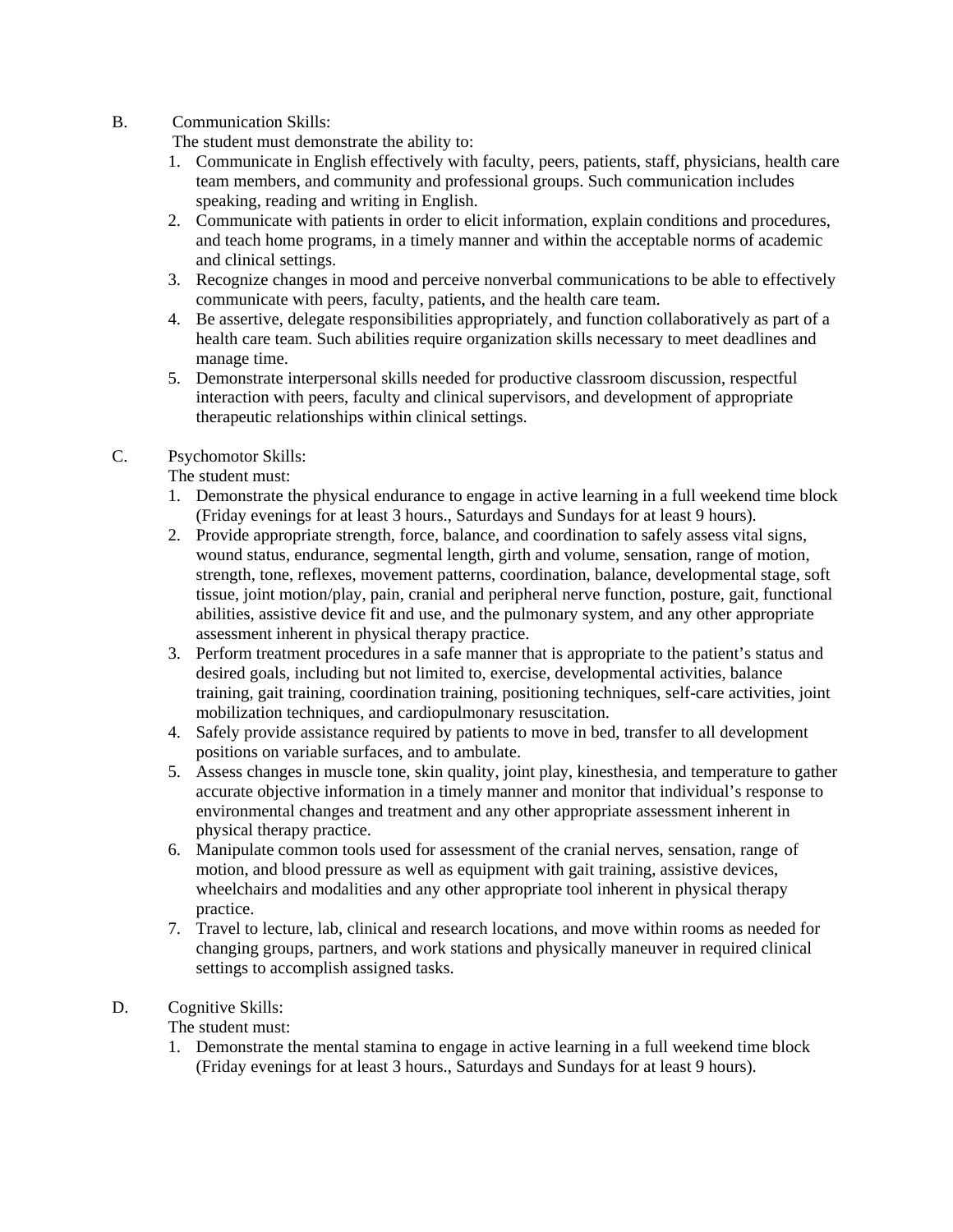B. Communication Skills:

The student must demonstrate the ability to:

1. Communicate in English effectively with faculty, peers, patients, staff, physicians, health care team members, and community and professional groups. Such communication includes speaking, reading and writing in English.
2. Communicate with patients in order to elicit information, explain conditions and procedures, and teach home programs, in a timely manner and within the acceptable norms of academic and clinical settings.
3. Recognize changes in mood and perceive nonverbal communications to be able to effectively communicate with peers, faculty, patients, and the health care team.
4. Be assertive, delegate responsibilities appropriately, and function collaboratively as part of a health care team. Such abilities require organization skills necessary to meet deadlines and manage time.
5. Demonstrate interpersonal skills needed for productive classroom discussion, respectful interaction with peers, faculty and clinical supervisors, and development of appropriate therapeutic relationships within clinical settings.

C. Psychomotor Skills:

The student must:

1. Demonstrate the physical endurance to engage in active learning in a full weekend time block (Friday evenings for at least 3 hours., Saturdays and Sundays for at least 9 hours).
2. Provide appropriate strength, force, balance, and coordination to safely assess vital signs, wound status, endurance, segmental length, girth and volume, sensation, range of motion, strength, tone, reflexes, movement patterns, coordination, balance, developmental stage, soft tissue, joint motion/play, pain, cranial and peripheral nerve function, posture, gait, functional abilities, assistive device fit and use, and the pulmonary system, and any other appropriate assessment inherent in physical therapy practice.
3. Perform treatment procedures in a safe manner that is appropriate to the patient's status and desired goals, including but not limited to, exercise, developmental activities, balance training, gait training, coordination training, positioning techniques, self-care activities, joint mobilization techniques, and cardiopulmonary resuscitation.
4. Safely provide assistance required by patients to move in bed, transfer to all development positions on variable surfaces, and to ambulate.
5. Assess changes in muscle tone, skin quality, joint play, kinesthesia, and temperature to gather accurate objective information in a timely manner and monitor that individual's response to environmental changes and treatment and any other appropriate assessment inherent in physical therapy practice.
6. Manipulate common tools used for assessment of the cranial nerves, sensation, range of motion, and blood pressure as well as equipment with gait training, assistive devices, wheelchairs and modalities and any other appropriate tool inherent in physical therapy practice.
7. Travel to lecture, lab, clinical and research locations, and move within rooms as needed for changing groups, partners, and work stations and physically maneuver in required clinical settings to accomplish assigned tasks.

D. Cognitive Skills:

The student must:

1. Demonstrate the mental stamina to engage in active learning in a full weekend time block (Friday evenings for at least 3 hours., Saturdays and Sundays for at least 9 hours).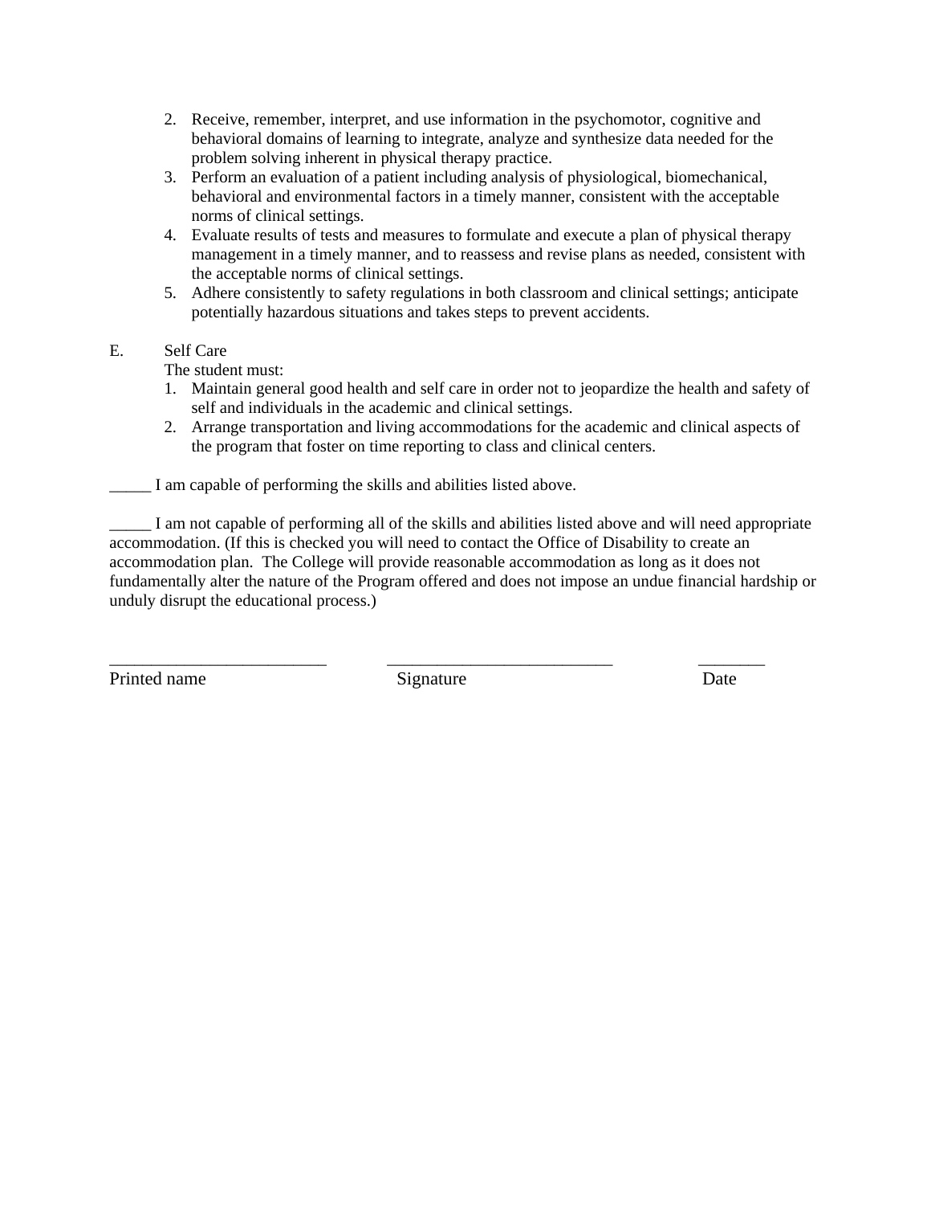2. Receive, remember, interpret, and use information in the psychomotor, cognitive and behavioral domains of learning to integrate, analyze and synthesize data needed for the problem solving inherent in physical therapy practice.
3. Perform an evaluation of a patient including analysis of physiological, biomechanical, behavioral and environmental factors in a timely manner, consistent with the acceptable norms of clinical settings.
4. Evaluate results of tests and measures to formulate and execute a plan of physical therapy management in a timely manner, and to reassess and revise plans as needed, consistent with the acceptable norms of clinical settings.
5. Adhere consistently to safety regulations in both classroom and clinical settings; anticipate potentially hazardous situations and takes steps to prevent accidents.

E. Self Care

The student must:

1. Maintain general good health and self care in order not to jeopardize the health and safety of self and individuals in the academic and clinical settings.
2. Arrange transportation and living accommodations for the academic and clinical aspects of the program that foster on time reporting to class and clinical centers.

_____ I am capable of performing the skills and abilities listed above.

_____ I am not capable of performing all of the skills and abilities listed above and will need appropriate accommodation. (If this is checked you will need to contact the Office of Disability to create an accommodation plan. The College will provide reasonable accommodation as long as it does not fundamentally alter the nature of the Program offered and does not impose an undue financial hardship or unduly disrupt the educational process.)

_________________________ _________________________ ________

Printed name Signature Date